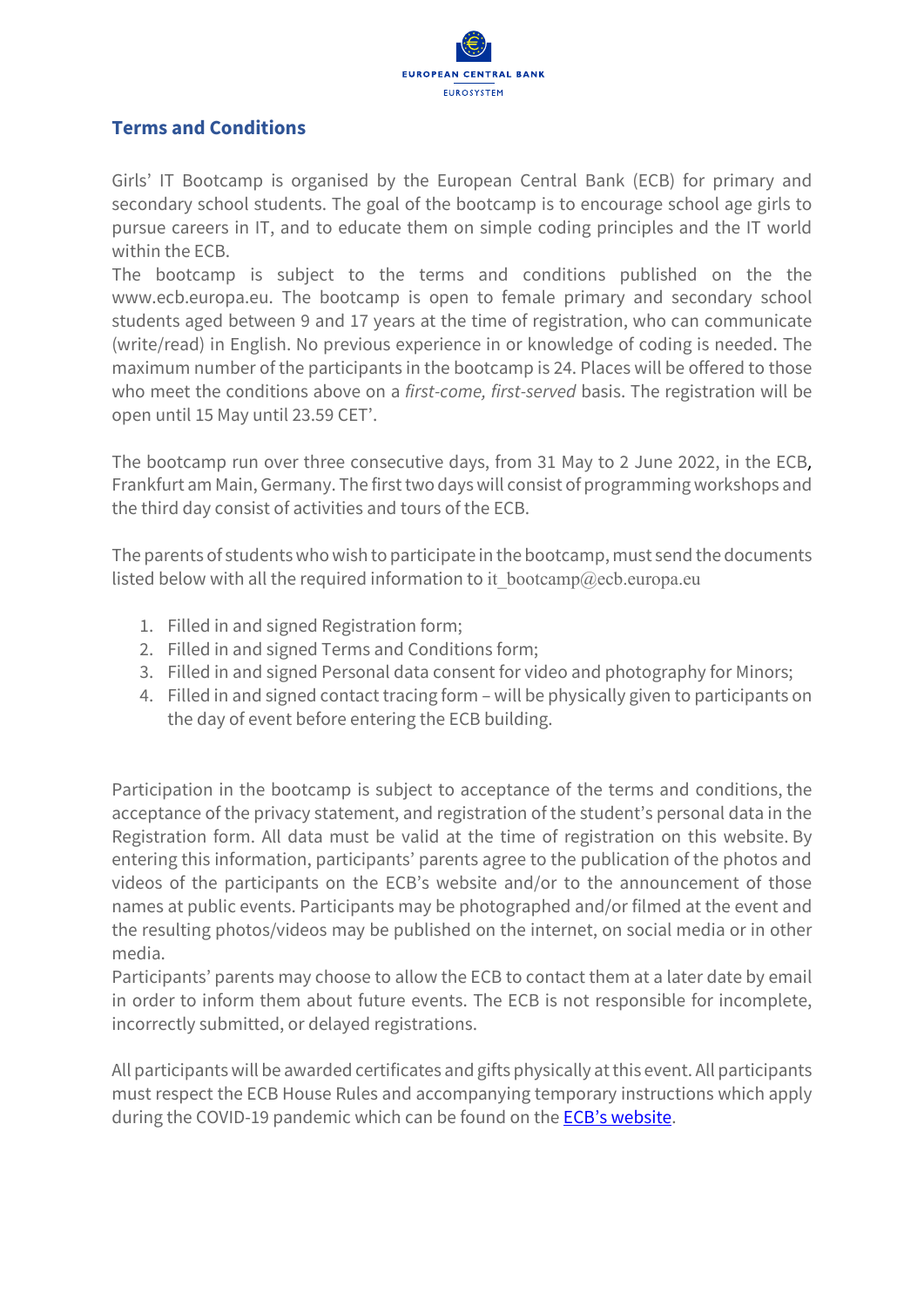EUROPEAN CENTRAL BANK

EUROSYSTEM

## Terms and Conditions

Girls' IT Bootcamp is organised by the European Central Bank (ECB) for primary and secondary school students. The goal of the bootcamp is to encourage school age girls to pursue careers in IT, and to educate them on simple coding principles and the IT world within the ECB.
The bootcamp is subject to the terms and conditions published on the the www.ecb.europa.eu. The bootcamp is open to female primary and secondary school students aged between 9 and 17 years at the time of registration, who can communicate (write/read) in English. No previous experience in or knowledge of coding is needed. The maximum number of the participants in the bootcamp is 24. Places will be offered to those who meet the conditions above on a *first-come, first-served* basis. The registration will be open until 15 May until 23.59 CET'.

The bootcamp run over three consecutive days, from 31 May to 2 June 2022, in the ECB, Frankfurt am Main, Germany. The first two days will consist of programming workshops and the third day consist of activities and tours of the ECB.

The parents of students who wish to participate in the bootcamp, must send the documents listed below with all the required information to it_bootcamp@ecb.europa.eu

1. Filled in and signed Registration form;
2. Filled in and signed Terms and Conditions form;
3. Filled in and signed Personal data consent for video and photography for Minors;
4. Filled in and signed contact tracing form – will be physically given to participants on the day of event before entering the ECB building.

Participation in the bootcamp is subject to acceptance of the terms and conditions, the acceptance of the privacy statement, and registration of the student's personal data in the Registration form. All data must be valid at the time of registration on this website. By entering this information, participants' parents agree to the publication of the photos and videos of the participants on the ECB's website and/or to the announcement of those names at public events. Participants may be photographed and/or filmed at the event and the resulting photos/videos may be published on the internet, on social media or in other media.
Participants' parents may choose to allow the ECB to contact them at a later date by email in order to inform them about future events. The ECB is not responsible for incomplete, incorrectly submitted, or delayed registrations.

All participants will be awarded certificates and gifts physically at this event. All participants must respect the ECB House Rules and accompanying temporary instructions which apply during the COVID-19 pandemic which can be found on the ECB's website.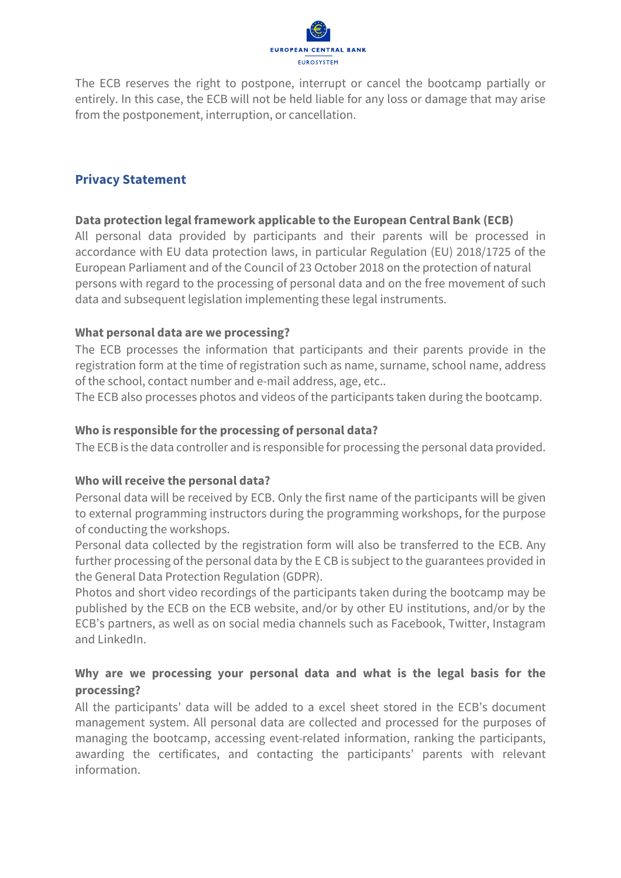The ECB reserves the right to postpone, interrupt or cancel the bootcamp partially or entirely. In this case, the ECB will not be held liable for any loss or damage that may arise from the postponement, interruption, or cancellation.

## Privacy Statement

**Data protection legal framework applicable to the European Central Bank (ECB)**

All personal data provided by participants and their parents will be processed in accordance with EU data protection laws, in particular Regulation (EU) 2018/1725 of the European Parliament and of the Council of 23 October 2018 on the protection of natural persons with regard to the processing of personal data and on the free movement of such data and subsequent legislation implementing these legal instruments.

**What personal data are we processing?**

The ECB processes the information that participants and their parents provide in the registration form at the time of registration such as name, surname, school name, address of the school, contact number and e-mail address, age, etc..

The ECB also processes photos and videos of the participants taken during the bootcamp.

**Who is responsible for the processing of personal data?**

The ECB is the data controller and is responsible for processing the personal data provided.

**Who will receive the personal data?**

Personal data will be received by ECB. Only the first name of the participants will be given to external programming instructors during the programming workshops, for the purpose of conducting the workshops.

Personal data collected by the registration form will also be transferred to the ECB. Any further processing of the personal data by the E CB is subject to the guarantees provided in the General Data Protection Regulation (GDPR).

Photos and short video recordings of the participants taken during the bootcamp may be published by the ECB on the ECB website, and/or by other EU institutions, and/or by the ECB's partners, as well as on social media channels such as Facebook, Twitter, Instagram and LinkedIn.

**Why are we processing your personal data and what is the legal basis for the processing?**

All the participants' data will be added to a excel sheet stored in the ECB's document management system. All personal data are collected and processed for the purposes of managing the bootcamp, accessing event-related information, ranking the participants, awarding the certificates, and contacting the participants' parents with relevant information.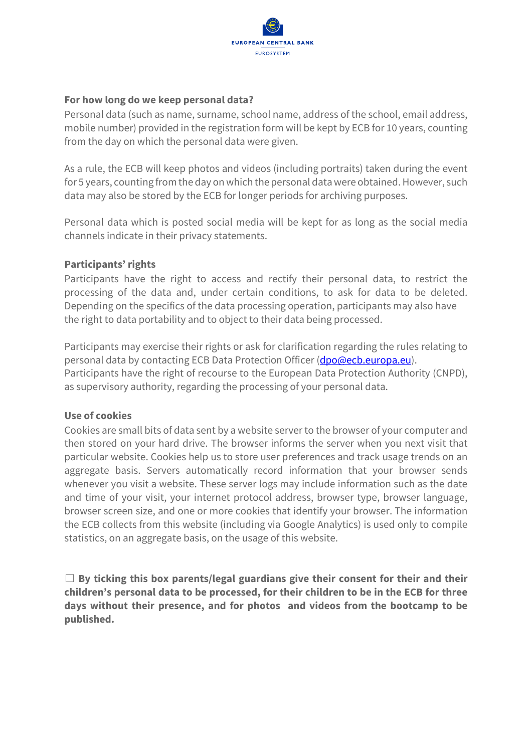**For how long do we keep personal data?**

Personal data (such as name, surname, school name, address of the school, email address, mobile number) provided in the registration form will be kept by ECB for 10 years, counting from the day on which the personal data were given.

As a rule, the ECB will keep photos and videos (including portraits) taken during the event for 5 years, counting from the day on which the personal data were obtained. However, such data may also be stored by the ECB for longer periods for archiving purposes.

Personal data which is posted social media will be kept for as long as the social media channels indicate in their privacy statements.

**Participants' rights**

Participants have the right to access and rectify their personal data, to restrict the processing of the data and, under certain conditions, to ask for data to be deleted. Depending on the specifics of the data processing operation, participants may also have the right to data portability and to object to their data being processed.

Participants may exercise their rights or ask for clarification regarding the rules relating to personal data by contacting ECB Data Protection Officer (dpo@ecb.europa.eu). Participants have the right of recourse to the European Data Protection Authority (CNPD), as supervisory authority, regarding the processing of your personal data.

**Use of cookies**

Cookies are small bits of data sent by a website server to the browser of your computer and then stored on your hard drive. The browser informs the server when you next visit that particular website. Cookies help us to store user preferences and track usage trends on an aggregate basis. Servers automatically record information that your browser sends whenever you visit a website. These server logs may include information such as the date and time of your visit, your internet protocol address, browser type, browser language, browser screen size, and one or more cookies that identify your browser. The information the ECB collects from this website (including via Google Analytics) is used only to compile statistics, on an aggregate basis, on the usage of this website.

☐ **By ticking this box parents/legal guardians give their consent for their and their children's personal data to be processed, for their children to be in the ECB for three days without their presence, and for photos and videos from the bootcamp to be published.**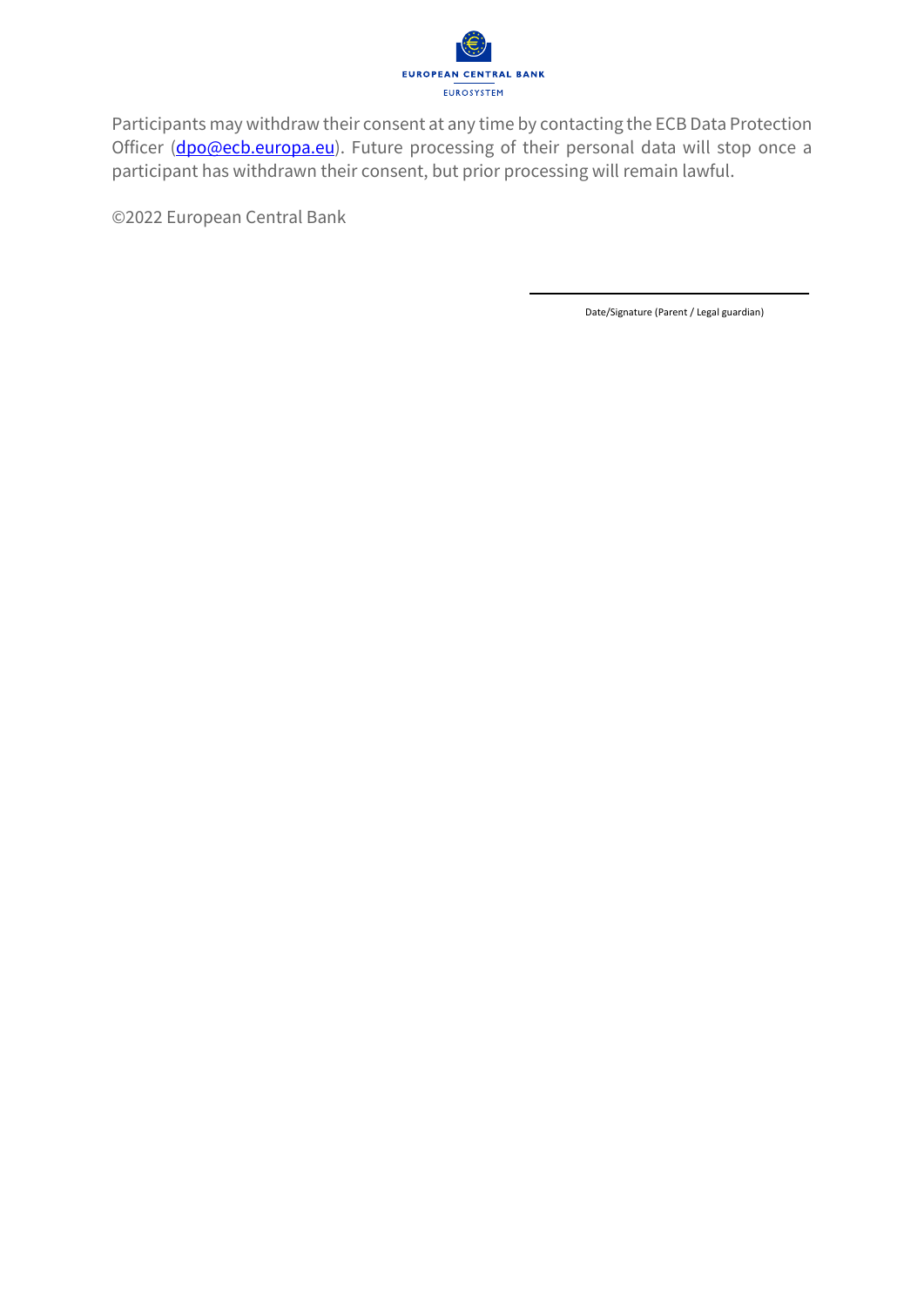Participants may withdraw their consent at any time by contacting the ECB Data Protection Officer (dpo@ecb.europa.eu). Future processing of their personal data will stop once a participant has withdrawn their consent, but prior processing will remain lawful.

©2022 European Central Bank

______________________________

Date/Signature (Parent / Legal guardian)